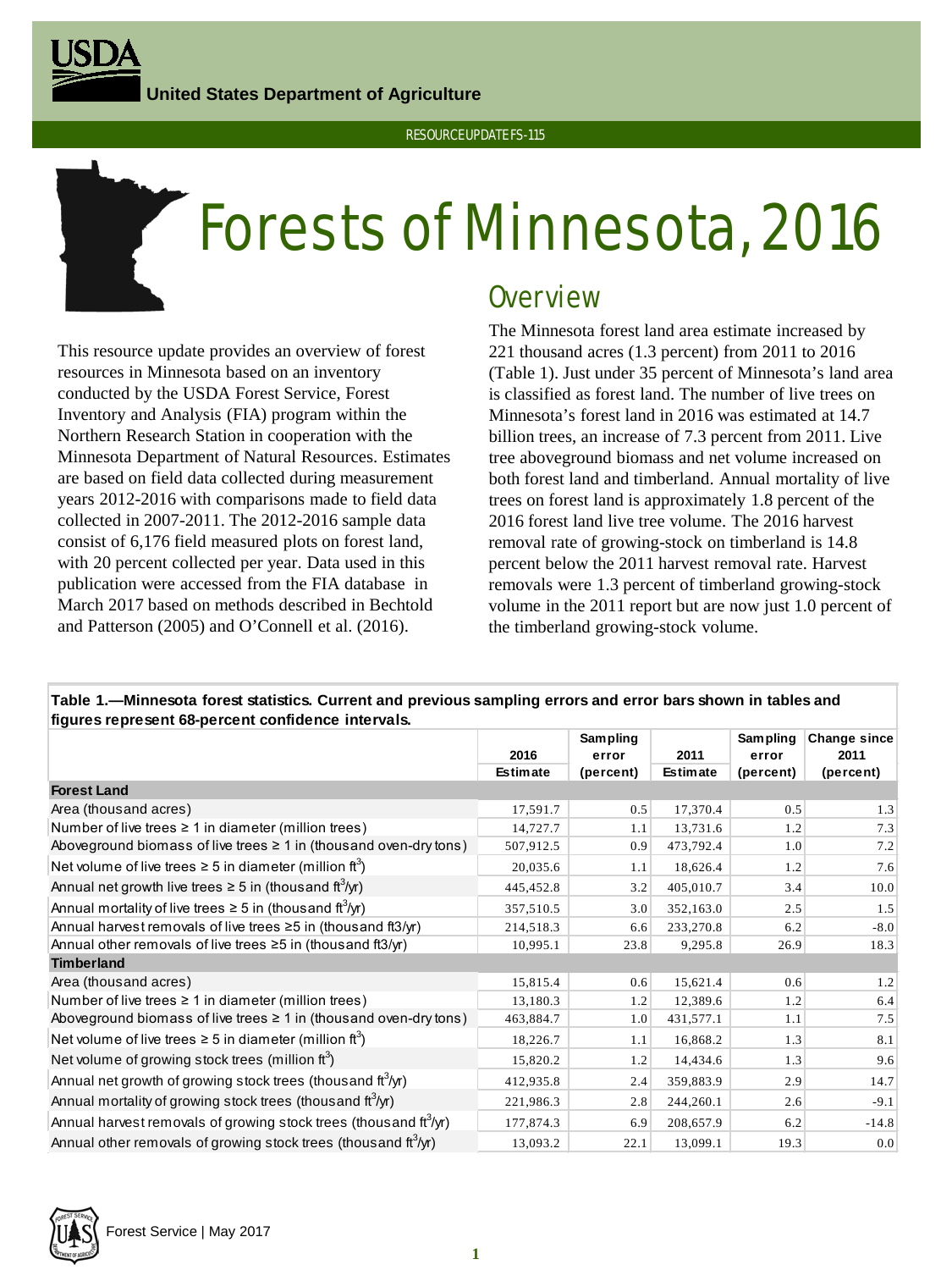United States Department of Agriculture

RESOURCE UPDATE FS-115

# Forests of Minnesota, 2016

This resource update provides an overview of forest resources in Minnesota based on an inventory conducted by the USDA Forest Service, Forest Inventory and Analysis (FIA) program within the Northern Research Station in cooperation with the Minnesota Department of Natural Resources. Estimates are based on field data collected during measurement years 2012-2016 with comparisons made to field data collected in 2007-2011. The 2012-2016 sample data consist of 6,176 field measured plots on forest land, with 20 percent collected per year. Data used in this publication were accessed from the FIA database in March 2017 based on methods described in Bechtold and Patterson (2005) and O'Connell et al. (2016).

## Overview

The Minnesota forest land area estimate increased by 221 thousand acres (1.3 percent) from 2011 to 2016 (Table 1). Just under 35 percent of Minnesota's land area is classified as forest land. The number of live trees on Minnesota's forest land in 2016 was estimated at 14.7 billion trees, an increase of 7.3 percent from 2011. Live tree aboveground biomass and net volume increased on both forest land and timberland. Annual mortality of live trees on forest land is approximately 1.8 percent of the 2016 forest land live tree volume. The 2016 harvest removal rate of growing-stock on timberland is 14.8 percent below the 2011 harvest removal rate. Harvest removals were 1.3 percent of timberland growing-stock volume in the 2011 report but are now just 1.0 percent of the timberland growing-stock volume.

**Table 1.—Minnesota forest statistics. Current and previous sampling errors and error bars shown in tables and figures represent 68-percent confidence intervals.**

| | 2016 Estimate | Sampling error (percent) | 2011 Estimate | Sampling error (percent) | Change since 2011 (percent) |
|---|---|---|---|---|---|
| **Forest Land** | | | | | |
| Area (thousand acres) | 17,591.7 | 0.5 | 17,370.4 | 0.5 | 1.3 |
| Number of live trees ≥ 1 in diameter (million trees) | 14,727.7 | 1.1 | 13,731.6 | 1.2 | 7.3 |
| Aboveground biomass of live trees ≥ 1 in (thousand oven-dry tons) | 507,912.5 | 0.9 | 473,792.4 | 1.0 | 7.2 |
| Net volume of live trees ≥ 5 in diameter (million $ft^3$) | 20,035.6 | 1.1 | 18,626.4 | 1.2 | 7.6 |
| Annual net growth live trees ≥ 5 in (thousand $ft^3$/yr) | 445,452.8 | 3.2 | 405,010.7 | 3.4 | 10.0 |
| Annual mortality of live trees ≥ 5 in (thousand $ft^3$/yr) | 357,510.5 | 3.0 | 352,163.0 | 2.5 | 1.5 |
| Annual harvest removals of live trees ≥5 in (thousand ft3/yr) | 214,518.3 | 6.6 | 233,270.8 | 6.2 | -8.0 |
| Annual other removals of live trees ≥5 in (thousand ft3/yr) | 10,995.1 | 23.8 | 9,295.8 | 26.9 | 18.3 |
| **Timberland** | | | | | |
| Area (thousand acres) | 15,815.4 | 0.6 | 15,621.4 | 0.6 | 1.2 |
| Number of live trees ≥ 1 in diameter (million trees) | 13,180.3 | 1.2 | 12,389.6 | 1.2 | 6.4 |
| Aboveground biomass of live trees ≥ 1 in (thousand oven-dry tons) | 463,884.7 | 1.0 | 431,577.1 | 1.1 | 7.5 |
| Net volume of live trees ≥ 5 in diameter (million $ft^3$) | 18,226.7 | 1.1 | 16,868.2 | 1.3 | 8.1 |
| Net volume of growing stock trees (million $ft^3$) | 15,820.2 | 1.2 | 14,434.6 | 1.3 | 9.6 |
| Annual net growth of growing stock trees (thousand $ft^3$/yr) | 412,935.8 | 2.4 | 359,883.9 | 2.9 | 14.7 |
| Annual mortality of growing stock trees (thousand $ft^3$/yr) | 221,986.3 | 2.8 | 244,260.1 | 2.6 | -9.1 |
| Annual harvest removals of growing stock trees (thousand $ft^3$/yr) | 177,874.3 | 6.9 | 208,657.9 | 6.2 | -14.8 |
| Annual other removals of growing stock trees (thousand $ft^3$/yr) | 13,093.2 | 22.1 | 13,099.1 | 19.3 | 0.0 |

Forest Service | May 2017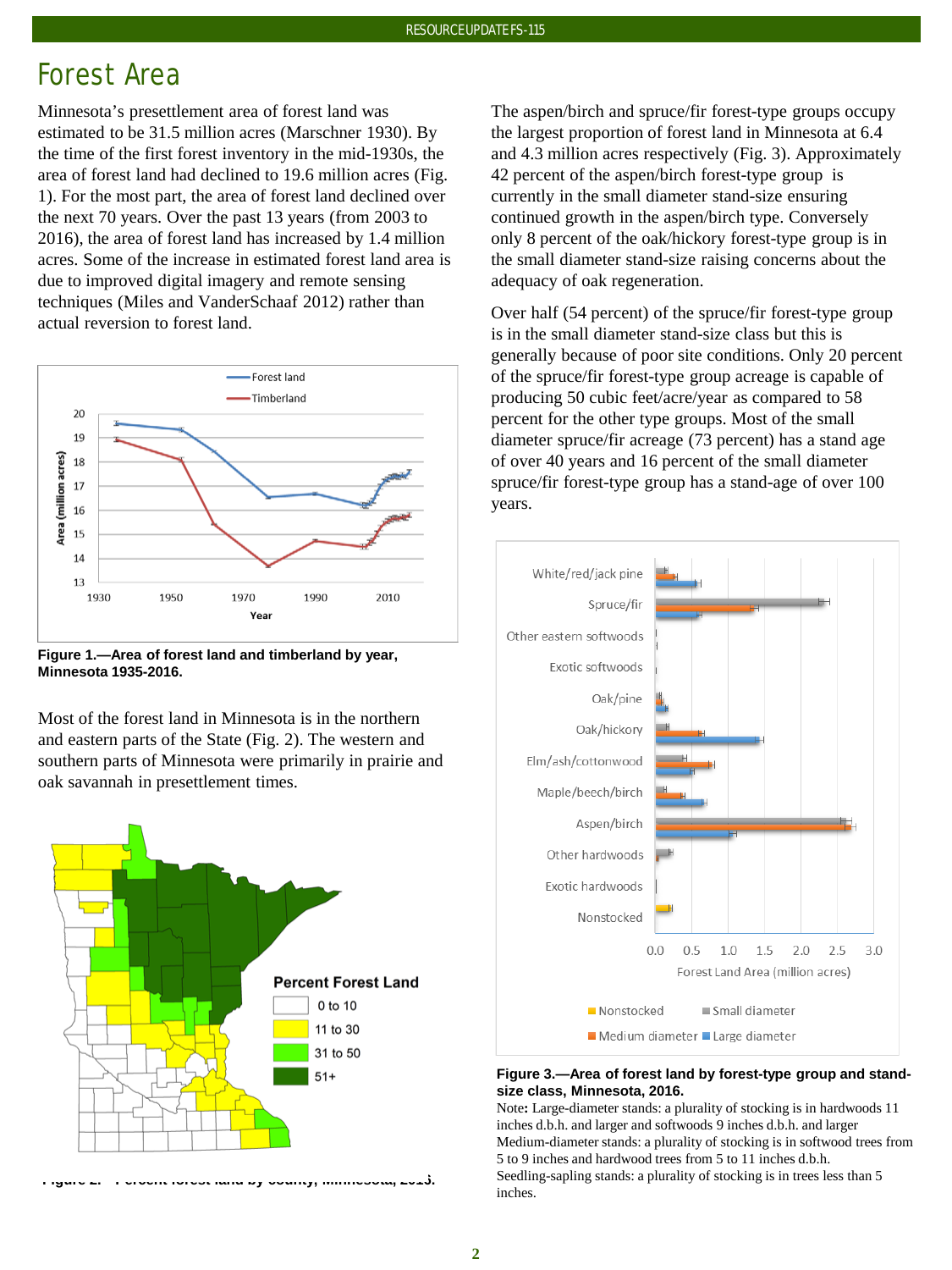# Forest Area

Minnesota's presettlement area of forest land was estimated to be 31.5 million acres (Marschner 1930). By the time of the first forest inventory in the mid-1930s, the area of forest land had declined to 19.6 million acres (Fig. 1). For the most part, the area of forest land declined over the next 70 years. Over the past 13 years (from 2003 to 2016), the area of forest land has increased by 1.4 million acres. Some of the increase in estimated forest land area is due to improved digital imagery and remote sensing techniques (Miles and VanderSchaaf 2012) rather than actual reversion to forest land.

**Figure 1.—Area of forest land and timberland by year, Minnesota 1935-2016.**

Most of the forest land in Minnesota is in the northern and eastern parts of the State (Fig. 2). The western and southern parts of Minnesota were primarily in prairie and oak savannah in presettlement times.

**Figure 2.—Percent forest land by county, Minnesota, 2016.**

The aspen/birch and spruce/fir forest-type groups occupy the largest proportion of forest land in Minnesota at 6.4 and 4.3 million acres respectively (Fig. 3). Approximately 42 percent of the aspen/birch forest-type group is currently in the small diameter stand-size ensuring continued growth in the aspen/birch type. Conversely only 8 percent of the oak/hickory forest-type group is in the small diameter stand-size raising concerns about the adequacy of oak regeneration.

Over half (54 percent) of the spruce/fir forest-type group is in the small diameter stand-size class but this is generally because of poor site conditions. Only 20 percent of the spruce/fir forest-type group acreage is capable of producing 50 cubic feet/acre/year as compared to 58 percent for the other type groups. Most of the small diameter spruce/fir acreage (73 percent) has a stand age of over 40 years and 16 percent of the small diameter spruce/fir forest-type group has a stand-age of over 100 years.

**Figure 3.—Area of forest land by forest-type group and stand-size class, Minnesota, 2016.**

Note**:** Large-diameter stands: a plurality of stocking is in hardwoods 11 inches d.b.h. and larger and softwoods 9 inches d.b.h. and larger
Medium-diameter stands: a plurality of stocking is in softwood trees from 5 to 9 inches and hardwood trees from 5 to 11 inches d.b.h.
Seedling-sapling stands: a plurality of stocking is in trees less than 5 inches.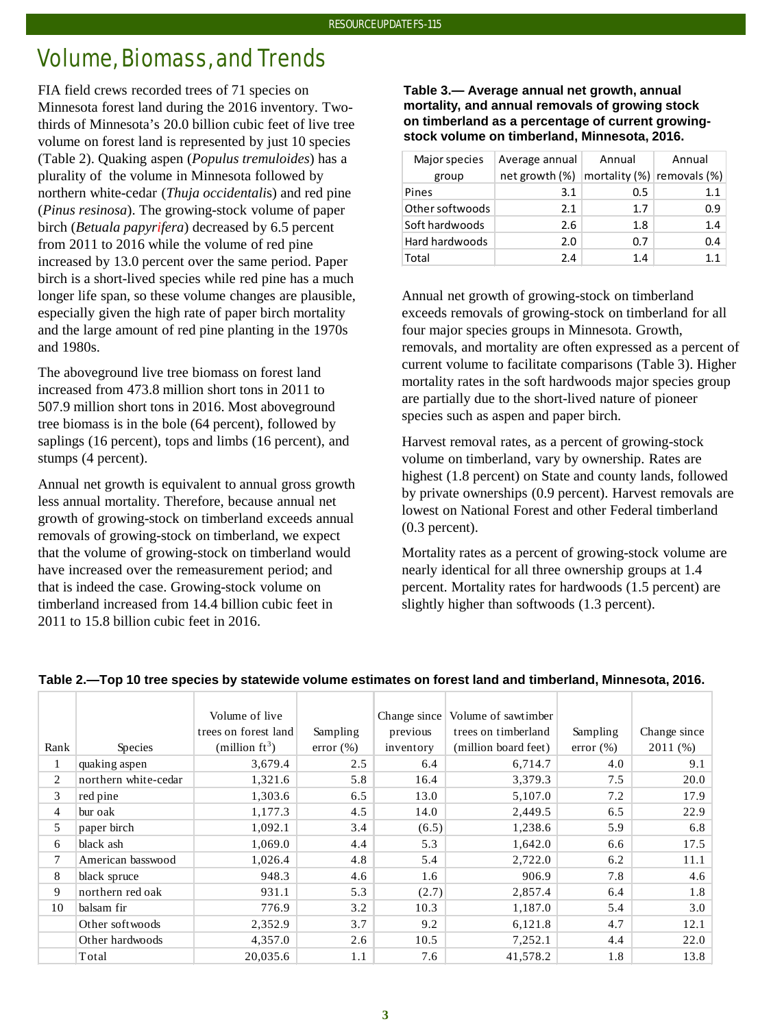# Volume, Biomass, and Trends

FIA field crews recorded trees of 71 species on Minnesota forest land during the 2016 inventory. Two-thirds of Minnesota's 20.0 billion cubic feet of live tree volume on forest land is represented by just 10 species (Table 2). Quaking aspen (*Populus tremuloides*) has a plurality of the volume in Minnesota followed by northern white-cedar (*Thuja occidentalis*) and red pine (*Pinus resinosa*). The growing-stock volume of paper birch (*Betuala papyrifera*) decreased by 6.5 percent from 2011 to 2016 while the volume of red pine increased by 13.0 percent over the same period. Paper birch is a short-lived species while red pine has a much longer life span, so these volume changes are plausible, especially given the high rate of paper birch mortality and the large amount of red pine planting in the 1970s and 1980s.

The aboveground live tree biomass on forest land increased from 473.8 million short tons in 2011 to 507.9 million short tons in 2016. Most aboveground tree biomass is in the bole (64 percent), followed by saplings (16 percent), tops and limbs (16 percent), and stumps (4 percent).

Annual net growth is equivalent to annual gross growth less annual mortality. Therefore, because annual net growth of growing-stock on timberland exceeds annual removals of growing-stock on timberland, we expect that the volume of growing-stock on timberland would have increased over the remeasurement period; and that is indeed the case. Growing-stock volume on timberland increased from 14.4 billion cubic feet in 2011 to 15.8 billion cubic feet in 2016.

**Table 3.— Average annual net growth, annual mortality, and annual removals of growing stock on timberland as a percentage of current growing-stock volume on timberland, Minnesota, 2016.**

| Major species group | Average annual net growth (%) | Annual mortality (%) | Annual removals (%) |
|---|---|---|---|
| Pines | 3.1 | 0.5 | 1.1 |
| Other softwoods | 2.1 | 1.7 | 0.9 |
| Soft hardwoods | 2.6 | 1.8 | 1.4 |
| Hard hardwoods | 2.0 | 0.7 | 0.4 |
| Total | 2.4 | 1.4 | 1.1 |

Annual net growth of growing-stock on timberland exceeds removals of growing-stock on timberland for all four major species groups in Minnesota. Growth, removals, and mortality are often expressed as a percent of current volume to facilitate comparisons (Table 3). Higher mortality rates in the soft hardwoods major species group are partially due to the short-lived nature of pioneer species such as aspen and paper birch.

Harvest removal rates, as a percent of growing-stock volume on timberland, vary by ownership. Rates are highest (1.8 percent) on State and county lands, followed by private ownerships (0.9 percent). Harvest removals are lowest on National Forest and other Federal timberland (0.3 percent).

Mortality rates as a percent of growing-stock volume are nearly identical for all three ownership groups at 1.4 percent. Mortality rates for hardwoods (1.5 percent) are slightly higher than softwoods (1.3 percent).

**Table 2.—Top 10 tree species by statewide volume estimates on forest land and timberland, Minnesota, 2016.**

| Rank | Species | Volume of live trees on forest land (million $ft^3$) | Sampling error (%) | Change since previous inventory | Volume of sawtimber trees on timberland (million board feet) | Sampling error (%) | Change since 2011 (%) |
|---|---|---|---|---|---|---|---|
| 1 | quaking aspen | 3,679.4 | 2.5 | 6.4 | 6,714.7 | 4.0 | 9.1 |
| 2 | northern white-cedar | 1,321.6 | 5.8 | 16.4 | 3,379.3 | 7.5 | 20.0 |
| 3 | red pine | 1,303.6 | 6.5 | 13.0 | 5,107.0 | 7.2 | 17.9 |
| 4 | bur oak | 1,177.3 | 4.5 | 14.0 | 2,449.5 | 6.5 | 22.9 |
| 5 | paper birch | 1,092.1 | 3.4 | (6.5) | 1,238.6 | 5.9 | 6.8 |
| 6 | black ash | 1,069.0 | 4.4 | 5.3 | 1,642.0 | 6.6 | 17.5 |
| 7 | American basswood | 1,026.4 | 4.8 | 5.4 | 2,722.0 | 6.2 | 11.1 |
| 8 | black spruce | 948.3 | 4.6 | 1.6 | 906.9 | 7.8 | 4.6 |
| 9 | northern red oak | 931.1 | 5.3 | (2.7) | 2,857.4 | 6.4 | 1.8 |
| 10 | balsam fir | 776.9 | 3.2 | 10.3 | 1,187.0 | 5.4 | 3.0 |
| | Other softwoods | 2,352.9 | 3.7 | 9.2 | 6,121.8 | 4.7 | 12.1 |
| | Other hardwoods | 4,357.0 | 2.6 | 10.5 | 7,252.1 | 4.4 | 22.0 |
| | Total | 20,035.6 | 1.1 | 7.6 | 41,578.2 | 1.8 | 13.8 |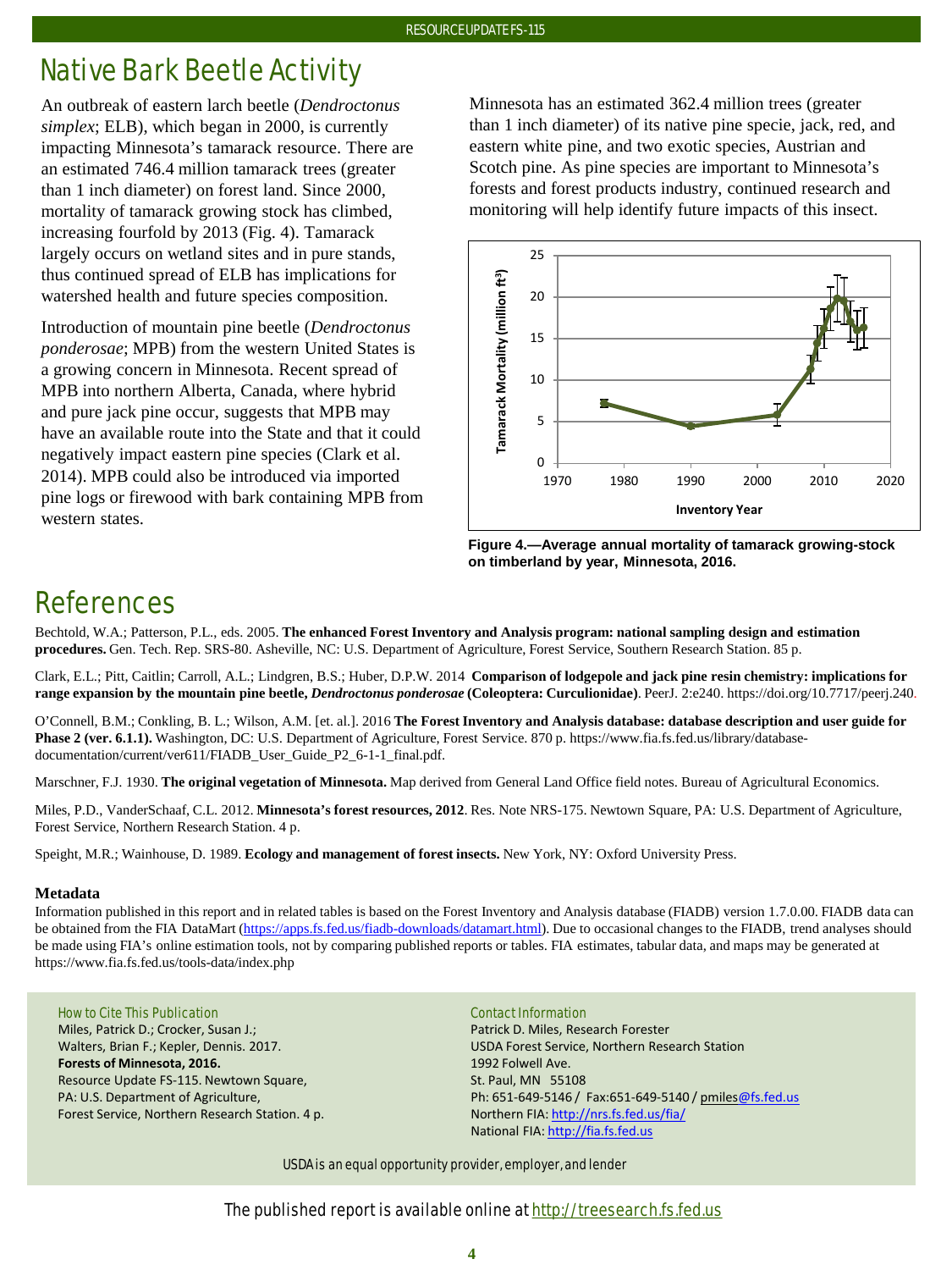# Native Bark Beetle Activity

An outbreak of eastern larch beetle (*Dendroctonus simplex*; ELB), which began in 2000, is currently impacting Minnesota's tamarack resource. There are an estimated 746.4 million tamarack trees (greater than 1 inch diameter) on forest land. Since 2000, mortality of tamarack growing stock has climbed, increasing fourfold by 2013 (Fig. 4). Tamarack largely occurs on wetland sites and in pure stands, thus continued spread of ELB has implications for watershed health and future species composition.

Introduction of mountain pine beetle (*Dendroctonus ponderosae*; MPB) from the western United States is a growing concern in Minnesota. Recent spread of MPB into northern Alberta, Canada, where hybrid and pure jack pine occur, suggests that MPB may have an available route into the State and that it could negatively impact eastern pine species (Clark et al. 2014). MPB could also be introduced via imported pine logs or firewood with bark containing MPB from western states.

Minnesota has an estimated 362.4 million trees (greater than 1 inch diameter) of its native pine specie, jack, red, and eastern white pine, and two exotic species, Austrian and Scotch pine. As pine species are important to Minnesota's forests and forest products industry, continued research and monitoring will help identify future impacts of this insect.

Tamarack Mortality (million ft$^3$)
0
5
10
15
20
25
1970
1980
1990
2000
2010
2020
Inventory Year

**Figure 4.—Average annual mortality of tamarack growing-stock on timberland by year, Minnesota, 2016.**

# References

Bechtold, W.A.; Patterson, P.L., eds. 2005. **The enhanced Forest Inventory and Analysis program: national sampling design and estimation procedures.** Gen. Tech. Rep. SRS-80. Asheville, NC: U.S. Department of Agriculture, Forest Service, Southern Research Station. 85 p.

Clark, E.L.; Pitt, Caitlin; Carroll, A.L.; Lindgren, B.S.; Huber, D.P.W. 2014 **Comparison of lodgepole and jack pine resin chemistry: implications for range expansion by the mountain pine beetle, *Dendroctonus ponderosae* (Coleoptera: Curculionidae)**. PeerJ. 2:e240. https://doi.org/10.7717/peerj.240.

O'Connell, B.M.; Conkling, B. L.; Wilson, A.M. [et. al.]. 2016 **The Forest Inventory and Analysis database: database description and user guide for Phase 2 (ver. 6.1.1).** Washington, DC: U.S. Department of Agriculture, Forest Service. 870 p. https://www.fia.fs.fed.us/library/database-documentation/current/ver611/FIADB_User_Guide_P2_6-1-1_final.pdf.

Marschner, F.J. 1930. **The original vegetation of Minnesota.** Map derived from General Land Office field notes. Bureau of Agricultural Economics.

Miles, P.D., VanderSchaaf, C.L. 2012. **Minnesota's forest resources, 2012**. Res. Note NRS-175. Newtown Square, PA: U.S. Department of Agriculture, Forest Service, Northern Research Station. 4 p.

Speight, M.R.; Wainhouse, D. 1989. **Ecology and management of forest insects.** New York, NY: Oxford University Press.

### Metadata

Information published in this report and in related tables is based on the Forest Inventory and Analysis database (FIADB) version 1.7.0.00. FIADB data can be obtained from the FIA DataMart (https://apps.fs.fed.us/fiadb-downloads/datamart.html). Due to occasional changes to the FIADB, trend analyses should be made using FIA's online estimation tools, not by comparing published reports or tables. FIA estimates, tabular data, and maps may be generated at https://www.fia.fs.fed.us/tools-data/index.php

**How to Cite This Publication**

Miles, Patrick D.; Crocker, Susan J.; Walters, Brian F.; Kepler, Dennis. 2017. **Forests of Minnesota, 2016.** Resource Update FS-115. Newtown Square, PA: U.S. Department of Agriculture, Forest Service, Northern Research Station. 4 p.

**Contact Information**

Patrick D. Miles, Research Forester
USDA Forest Service, Northern Research Station
1992 Folwell Ave.
St. Paul, MN 55108
Ph: 651-649-5146 / Fax:651-649-5140 / pmiles@fs.fed.us
Northern FIA: http://nrs.fs.fed.us/fia/
National FIA: http://fia.fs.fed.us

*USDA is an equal opportunity provider, employer, and lender*

The published report is available online at http://treesearch.fs.fed.us